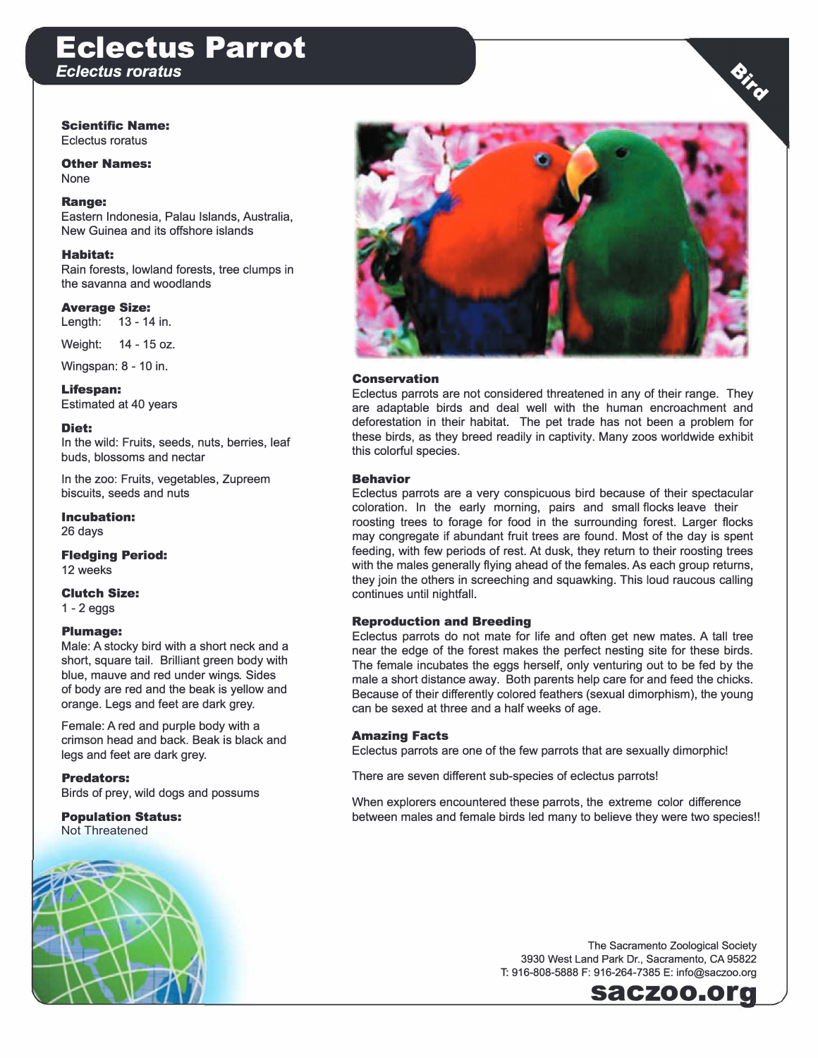# Eclectus Parrot

*Eclectus roratus*

Bird

**Scientific Name:**
Eclectus roratus

**Other Names:**
None

**Range:**
Eastern Indonesia, Palau Islands, Australia, New Guinea and its offshore islands

**Habitat:**
Rain forests, lowland forests, tree clumps in the savanna and woodlands

**Average Size:**
Length: 13 - 14 in.

Weight: 14 - 15 oz.

Wingspan: 8 - 10 in.

**Lifespan:**
Estimated at 40 years

**Diet:**
In the wild: Fruits, seeds, nuts, berries, leaf buds, blossoms and nectar

In the zoo: Fruits, vegetables, Zupreem biscuits, seeds and nuts

**Incubation:**
26 days

**Fledging Period:**
12 weeks

**Clutch Size:**
1 - 2 eggs

**Plumage:**
Male: A stocky bird with a short neck and a short, square tail. Brilliant green body with blue, mauve and red under wings. Sides of body are red and the beak is yellow and orange. Legs and feet are dark grey.

Female: A red and purple body with a crimson head and back. Beak is black and legs and feet are dark grey.

**Predators:**
Birds of prey, wild dogs and possums

**Population Status:**
Not Threatened

### Conservation

Eclectus parrots are not considered threatened in any of their range. They are adaptable birds and deal well with the human encroachment and deforestation in their habitat. The pet trade has not been a problem for these birds, as they breed readily in captivity. Many zoos worldwide exhibit this colorful species.

### Behavior

Eclectus parrots are a very conspicuous bird because of their spectacular coloration. In the early morning, pairs and small flocks leave their roosting trees to forage for food in the surrounding forest. Larger flocks may congregate if abundant fruit trees are found. Most of the day is spent feeding, with few periods of rest. At dusk, they return to their roosting trees with the males generally flying ahead of the females. As each group returns, they join the others in screeching and squawking. This loud raucous calling continues until nightfall.

### Reproduction and Breeding

Eclectus parrots do not mate for life and often get new mates. A tall tree near the edge of the forest makes the perfect nesting site for these birds. The female incubates the eggs herself, only venturing out to be fed by the male a short distance away. Both parents help care for and feed the chicks. Because of their differently colored feathers (sexual dimorphism), the young can be sexed at three and a half weeks of age.

### Amazing Facts

Eclectus parrots are one of the few parrots that are sexually dimorphic!

There are seven different sub-species of eclectus parrots!

When explorers encountered these parrots, the extreme color difference between males and female birds led many to believe they were two species!!

The Sacramento Zoological Society
3930 West Land Park Dr., Sacramento, CA 95822
T: 916-808-5888 F: 916-264-7385 E: info@saczoo.org

**saczoo.org**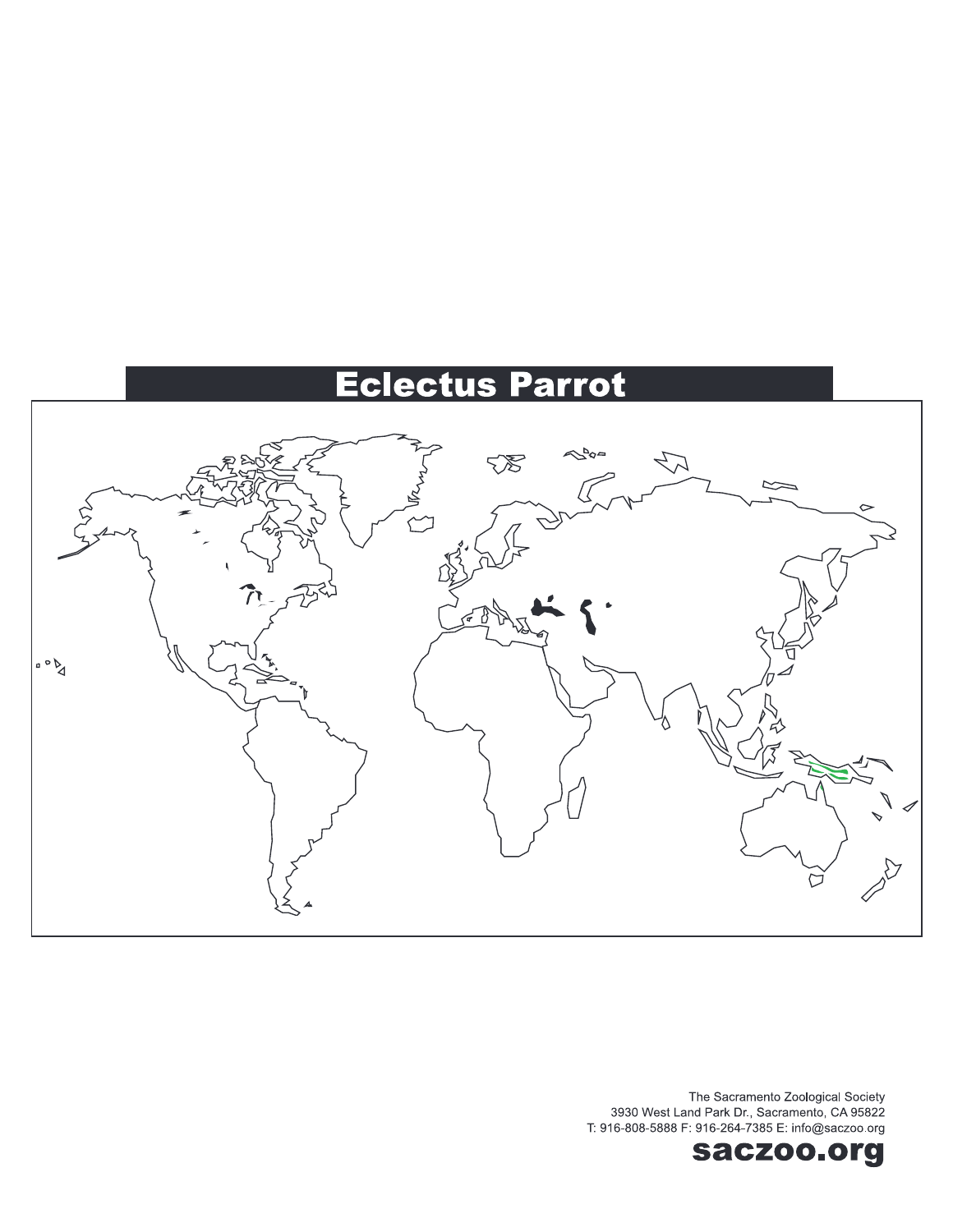# Eclectus Parrot

The Sacramento Zoological Society
3930 West Land Park Dr., Sacramento, CA 95822
T: 916-808-5888 F: 916-264-7385 E: info@saczoo.org

**saczoo.org**